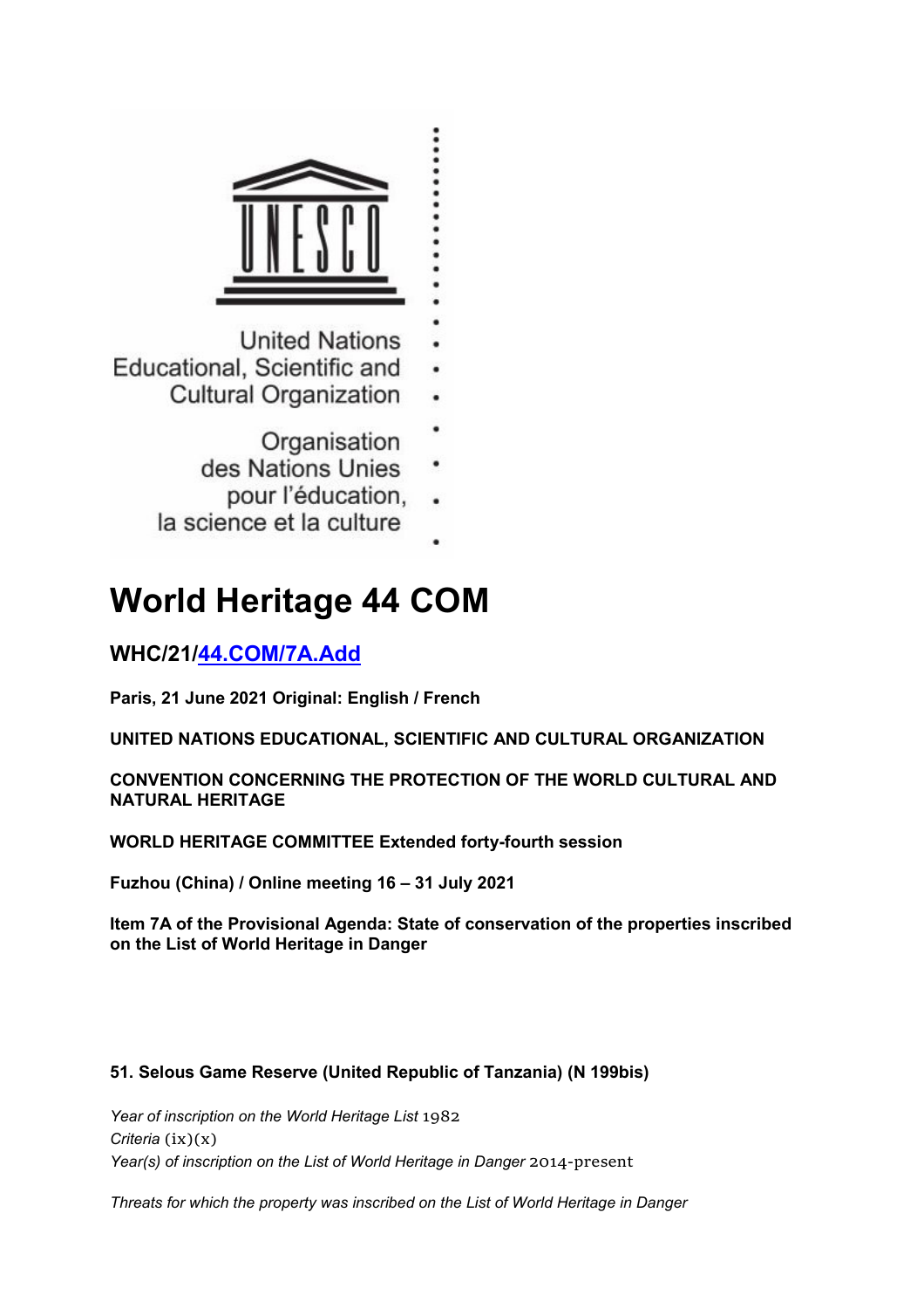United Nations
Educational, Scientific and
Cultural Organization

Organisation
des Nations Unies
pour l'éducation,
la science et la culture

# World Heritage 44 COM

## WHC/21/44.COM/7A.Add

**Paris, 21 June 2021 Original: English / French**

**UNITED NATIONS EDUCATIONAL, SCIENTIFIC AND CULTURAL ORGANIZATION**

**CONVENTION CONCERNING THE PROTECTION OF THE WORLD CULTURAL AND NATURAL HERITAGE**

**WORLD HERITAGE COMMITTEE Extended forty-fourth session**

**Fuzhou (China) / Online meeting 16 – 31 July 2021**

**Item 7A of the Provisional Agenda: State of conservation of the properties inscribed on the List of World Heritage in Danger**

### 51. Selous Game Reserve (United Republic of Tanzania) (N 199bis)

*Year of inscription on the World Heritage List* 1982
*Criteria* (ix)(x)
*Year(s) of inscription on the List of World Heritage in Danger* 2014-present

*Threats for which the property was inscribed on the List of World Heritage in Danger*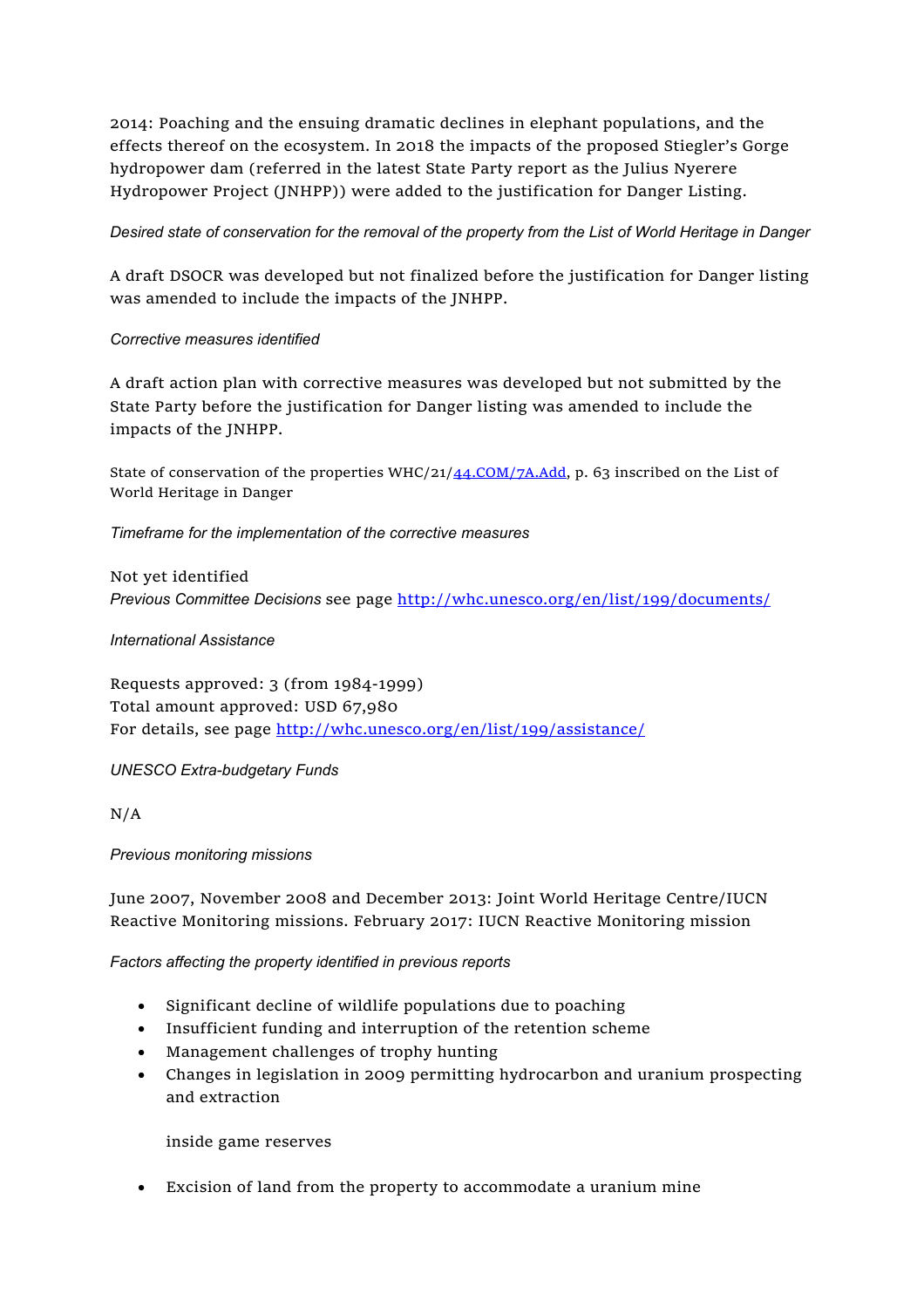2014: Poaching and the ensuing dramatic declines in elephant populations, and the effects thereof on the ecosystem. In 2018 the impacts of the proposed Stiegler's Gorge hydropower dam (referred in the latest State Party report as the Julius Nyerere Hydropower Project (JNHPP)) were added to the justification for Danger Listing.

*Desired state of conservation for the removal of the property from the List of World Heritage in Danger*

A draft DSOCR was developed but not finalized before the justification for Danger listing was amended to include the impacts of the JNHPP.

*Corrective measures identified*

A draft action plan with corrective measures was developed but not submitted by the State Party before the justification for Danger listing was amended to include the impacts of the JNHPP.

State of conservation of the properties WHC/21/[44.COM/7A.Add](44.COM/7A.Add), p. 63 inscribed on the List of World Heritage in Danger

*Timeframe for the implementation of the corrective measures*

Not yet identified
*Previous Committee Decisions* see page [http://whc.unesco.org/en/list/199/documents/](http://whc.unesco.org/en/list/199/documents/)

*International Assistance*

Requests approved: 3 (from 1984-1999)
Total amount approved: USD 67,980
For details, see page [http://whc.unesco.org/en/list/199/assistance/](http://whc.unesco.org/en/list/199/assistance/)

*UNESCO Extra-budgetary Funds*

N/A

*Previous monitoring missions*

June 2007, November 2008 and December 2013: Joint World Heritage Centre/IUCN Reactive Monitoring missions. February 2017: IUCN Reactive Monitoring mission

*Factors affecting the property identified in previous reports*

- Significant decline of wildlife populations due to poaching
- Insufficient funding and interruption of the retention scheme
- Management challenges of trophy hunting
- Changes in legislation in 2009 permitting hydrocarbon and uranium prospecting and extraction

  inside game reserves

- Excision of land from the property to accommodate a uranium mine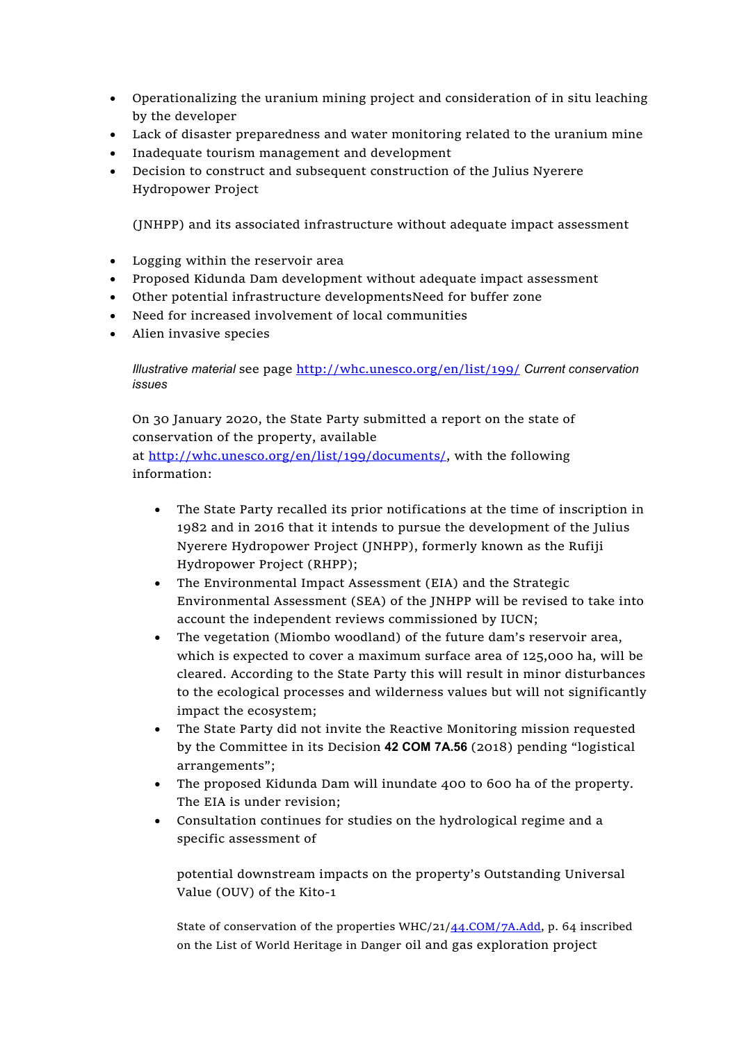- Operationalizing the uranium mining project and consideration of in situ leaching by the developer
- Lack of disaster preparedness and water monitoring related to the uranium mine
- Inadequate tourism management and development
- Decision to construct and subsequent construction of the Julius Nyerere Hydropower Project

  (JNHPP) and its associated infrastructure without adequate impact assessment

- Logging within the reservoir area
- Proposed Kidunda Dam development without adequate impact assessment
- Other potential infrastructure developmentsNeed for buffer zone
- Need for increased involvement of local communities
- Alien invasive species

*Illustrative material* see page [http://whc.unesco.org/en/list/199/](http://whc.unesco.org/en/list/199/) *Current conservation issues*

On 30 January 2020, the State Party submitted a report on the state of conservation of the property, available at [http://whc.unesco.org/en/list/199/documents/](http://whc.unesco.org/en/list/199/documents/), with the following information:

- The State Party recalled its prior notifications at the time of inscription in 1982 and in 2016 that it intends to pursue the development of the Julius Nyerere Hydropower Project (JNHPP), formerly known as the Rufiji Hydropower Project (RHPP);
- The Environmental Impact Assessment (EIA) and the Strategic Environmental Assessment (SEA) of the JNHPP will be revised to take into account the independent reviews commissioned by IUCN;
- The vegetation (Miombo woodland) of the future dam's reservoir area, which is expected to cover a maximum surface area of 125,000 ha, will be cleared. According to the State Party this will result in minor disturbances to the ecological processes and wilderness values but will not significantly impact the ecosystem;
- The State Party did not invite the Reactive Monitoring mission requested by the Committee in its Decision **42 COM 7A.56** (2018) pending "logistical arrangements";
- The proposed Kidunda Dam will inundate 400 to 600 ha of the property. The EIA is under revision;
- Consultation continues for studies on the hydrological regime and a specific assessment of

  potential downstream impacts on the property's Outstanding Universal Value (OUV) of the Kito-1

  State of conservation of the properties WHC/21/[44.COM/7A.Add](44.COM/7A.Add), p. 64 inscribed on the List of World Heritage in Danger oil and gas exploration project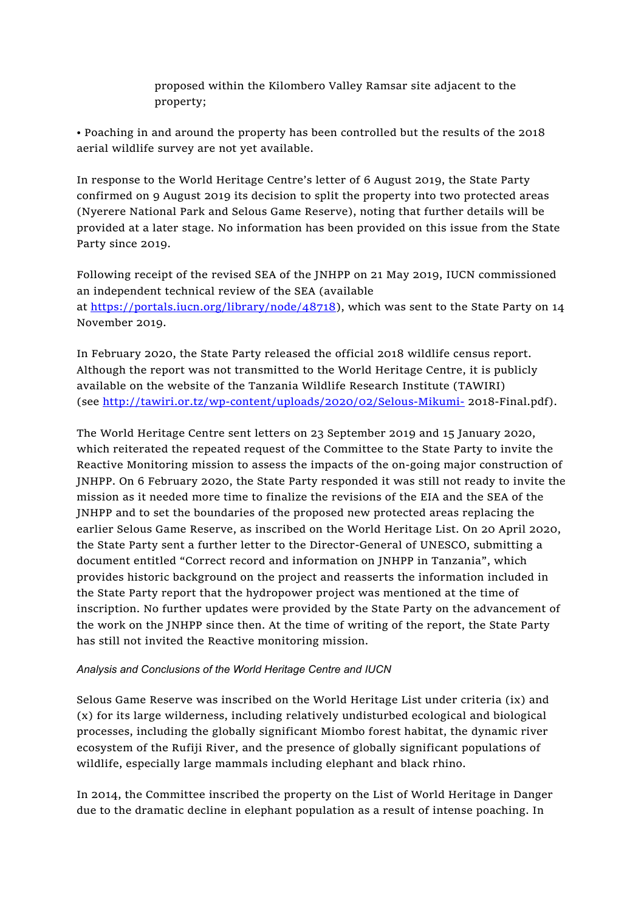proposed within the Kilombero Valley Ramsar site adjacent to the property;

• Poaching in and around the property has been controlled but the results of the 2018 aerial wildlife survey are not yet available.

In response to the World Heritage Centre's letter of 6 August 2019, the State Party confirmed on 9 August 2019 its decision to split the property into two protected areas (Nyerere National Park and Selous Game Reserve), noting that further details will be provided at a later stage. No information has been provided on this issue from the State Party since 2019.

Following receipt of the revised SEA of the JNHPP on 21 May 2019, IUCN commissioned an independent technical review of the SEA (available at https://portals.iucn.org/library/node/48718), which was sent to the State Party on 14 November 2019.

In February 2020, the State Party released the official 2018 wildlife census report. Although the report was not transmitted to the World Heritage Centre, it is publicly available on the website of the Tanzania Wildlife Research Institute (TAWIRI) (see http://tawiri.or.tz/wp-content/uploads/2020/02/Selous-Mikumi- 2018-Final.pdf).

The World Heritage Centre sent letters on 23 September 2019 and 15 January 2020, which reiterated the repeated request of the Committee to the State Party to invite the Reactive Monitoring mission to assess the impacts of the on-going major construction of JNHPP. On 6 February 2020, the State Party responded it was still not ready to invite the mission as it needed more time to finalize the revisions of the EIA and the SEA of the JNHPP and to set the boundaries of the proposed new protected areas replacing the earlier Selous Game Reserve, as inscribed on the World Heritage List. On 20 April 2020, the State Party sent a further letter to the Director-General of UNESCO, submitting a document entitled "Correct record and information on JNHPP in Tanzania", which provides historic background on the project and reasserts the information included in the State Party report that the hydropower project was mentioned at the time of inscription. No further updates were provided by the State Party on the advancement of the work on the JNHPP since then. At the time of writing of the report, the State Party has still not invited the Reactive monitoring mission.

*Analysis and Conclusions of the World Heritage Centre and IUCN*

Selous Game Reserve was inscribed on the World Heritage List under criteria (ix) and (x) for its large wilderness, including relatively undisturbed ecological and biological processes, including the globally significant Miombo forest habitat, the dynamic river ecosystem of the Rufiji River, and the presence of globally significant populations of wildlife, especially large mammals including elephant and black rhino.

In 2014, the Committee inscribed the property on the List of World Heritage in Danger due to the dramatic decline in elephant population as a result of intense poaching. In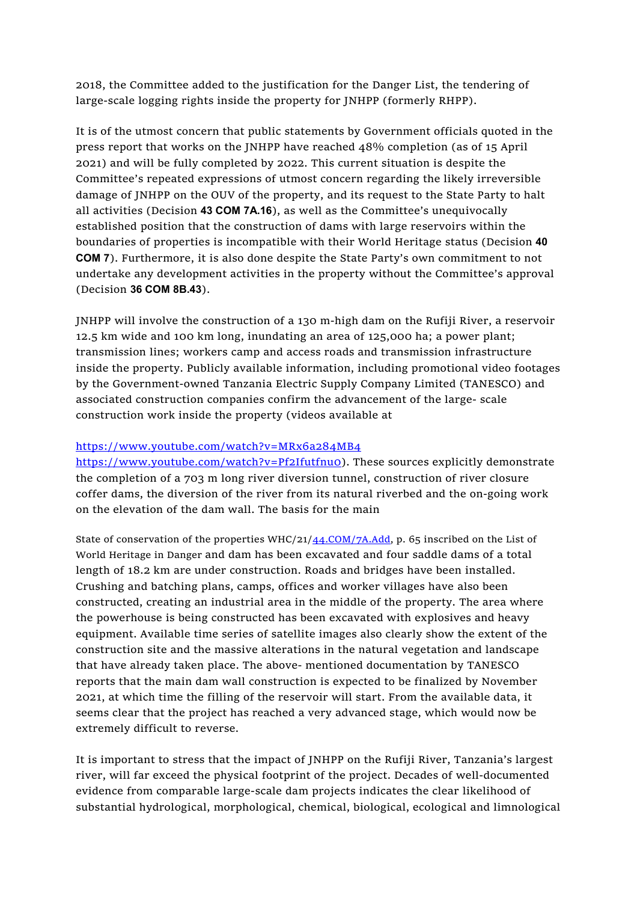2018, the Committee added to the justification for the Danger List, the tendering of large-scale logging rights inside the property for JNHPP (formerly RHPP).

It is of the utmost concern that public statements by Government officials quoted in the press report that works on the JNHPP have reached 48% completion (as of 15 April 2021) and will be fully completed by 2022. This current situation is despite the Committee's repeated expressions of utmost concern regarding the likely irreversible damage of JNHPP on the OUV of the property, and its request to the State Party to halt all activities (Decision **43 COM 7A.16**), as well as the Committee's unequivocally established position that the construction of dams with large reservoirs within the boundaries of properties is incompatible with their World Heritage status (Decision **40 COM 7**). Furthermore, it is also done despite the State Party's own commitment to not undertake any development activities in the property without the Committee's approval (Decision **36 COM 8B.43**).

JNHPP will involve the construction of a 130 m-high dam on the Rufiji River, a reservoir 12.5 km wide and 100 km long, inundating an area of 125,000 ha; a power plant; transmission lines; workers camp and access roads and transmission infrastructure inside the property. Publicly available information, including promotional video footages by the Government-owned Tanzania Electric Supply Company Limited (TANESCO) and associated construction companies confirm the advancement of the large- scale construction work inside the property (videos available at

https://www.youtube.com/watch?v=MRx6a284MB4
https://www.youtube.com/watch?v=Pf2Ifutfnu0). These sources explicitly demonstrate the completion of a 703 m long river diversion tunnel, construction of river closure coffer dams, the diversion of the river from its natural riverbed and the on-going work on the elevation of the dam wall. The basis for the main

State of conservation of the properties WHC/21/44.COM/7A.Add, p. 65 inscribed on the List of World Heritage in Danger and dam has been excavated and four saddle dams of a total length of 18.2 km are under construction. Roads and bridges have been installed. Crushing and batching plans, camps, offices and worker villages have also been constructed, creating an industrial area in the middle of the property. The area where the powerhouse is being constructed has been excavated with explosives and heavy equipment. Available time series of satellite images also clearly show the extent of the construction site and the massive alterations in the natural vegetation and landscape that have already taken place. The above- mentioned documentation by TANESCO reports that the main dam wall construction is expected to be finalized by November 2021, at which time the filling of the reservoir will start. From the available data, it seems clear that the project has reached a very advanced stage, which would now be extremely difficult to reverse.

It is important to stress that the impact of JNHPP on the Rufiji River, Tanzania's largest river, will far exceed the physical footprint of the project. Decades of well-documented evidence from comparable large-scale dam projects indicates the clear likelihood of substantial hydrological, morphological, chemical, biological, ecological and limnological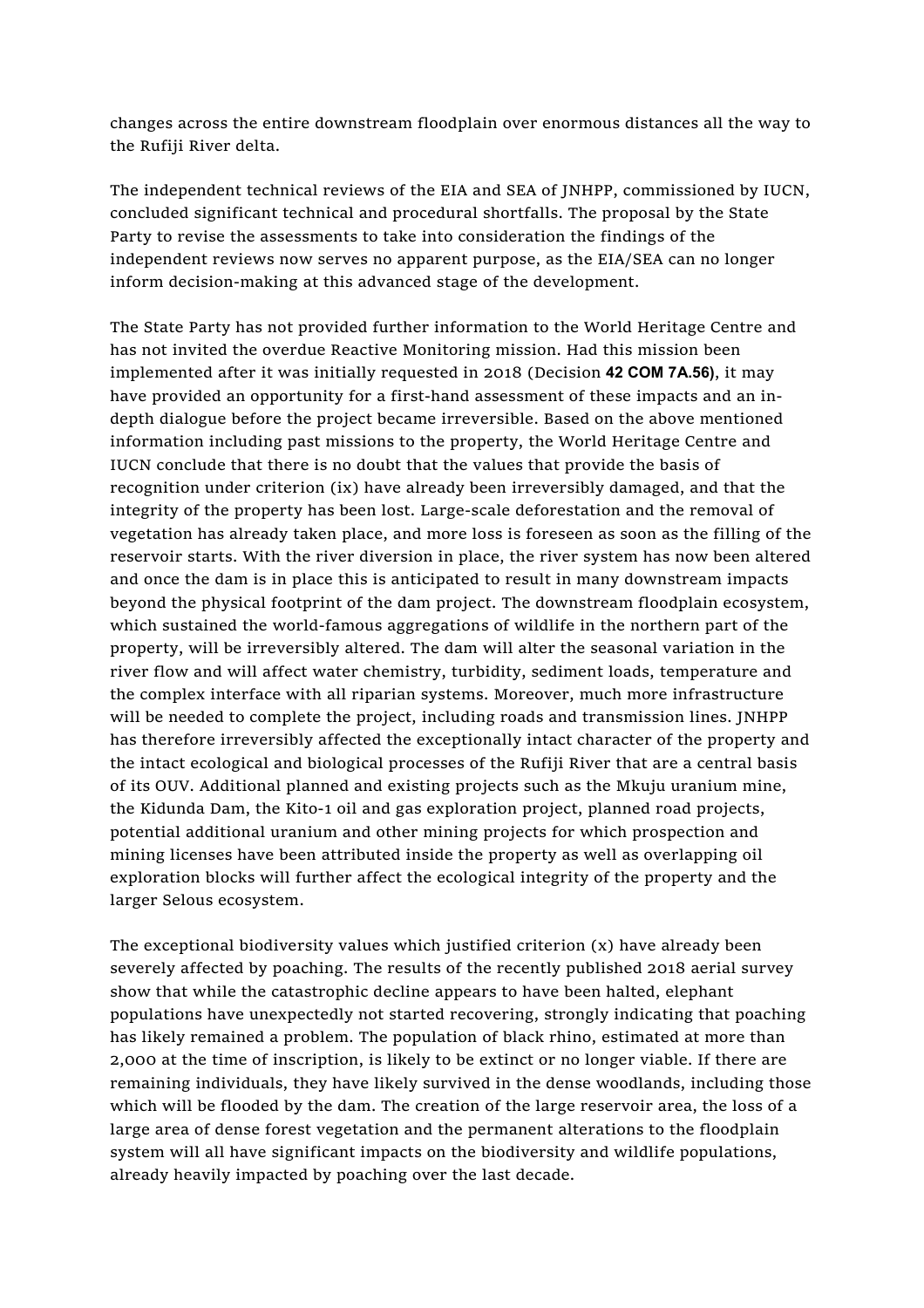changes across the entire downstream floodplain over enormous distances all the way to the Rufiji River delta.

The independent technical reviews of the EIA and SEA of JNHPP, commissioned by IUCN, concluded significant technical and procedural shortfalls. The proposal by the State Party to revise the assessments to take into consideration the findings of the independent reviews now serves no apparent purpose, as the EIA/SEA can no longer inform decision-making at this advanced stage of the development.

The State Party has not provided further information to the World Heritage Centre and has not invited the overdue Reactive Monitoring mission. Had this mission been implemented after it was initially requested in 2018 (Decision **42 COM 7A.56)**, it may have provided an opportunity for a first-hand assessment of these impacts and an in-depth dialogue before the project became irreversible. Based on the above mentioned information including past missions to the property, the World Heritage Centre and IUCN conclude that there is no doubt that the values that provide the basis of recognition under criterion (ix) have already been irreversibly damaged, and that the integrity of the property has been lost. Large-scale deforestation and the removal of vegetation has already taken place, and more loss is foreseen as soon as the filling of the reservoir starts. With the river diversion in place, the river system has now been altered and once the dam is in place this is anticipated to result in many downstream impacts beyond the physical footprint of the dam project. The downstream floodplain ecosystem, which sustained the world-famous aggregations of wildlife in the northern part of the property, will be irreversibly altered. The dam will alter the seasonal variation in the river flow and will affect water chemistry, turbidity, sediment loads, temperature and the complex interface with all riparian systems. Moreover, much more infrastructure will be needed to complete the project, including roads and transmission lines. JNHPP has therefore irreversibly affected the exceptionally intact character of the property and the intact ecological and biological processes of the Rufiji River that are a central basis of its OUV. Additional planned and existing projects such as the Mkuju uranium mine, the Kidunda Dam, the Kito-1 oil and gas exploration project, planned road projects, potential additional uranium and other mining projects for which prospection and mining licenses have been attributed inside the property as well as overlapping oil exploration blocks will further affect the ecological integrity of the property and the larger Selous ecosystem.

The exceptional biodiversity values which justified criterion (x) have already been severely affected by poaching. The results of the recently published 2018 aerial survey show that while the catastrophic decline appears to have been halted, elephant populations have unexpectedly not started recovering, strongly indicating that poaching has likely remained a problem. The population of black rhino, estimated at more than 2,000 at the time of inscription, is likely to be extinct or no longer viable. If there are remaining individuals, they have likely survived in the dense woodlands, including those which will be flooded by the dam. The creation of the large reservoir area, the loss of a large area of dense forest vegetation and the permanent alterations to the floodplain system will all have significant impacts on the biodiversity and wildlife populations, already heavily impacted by poaching over the last decade.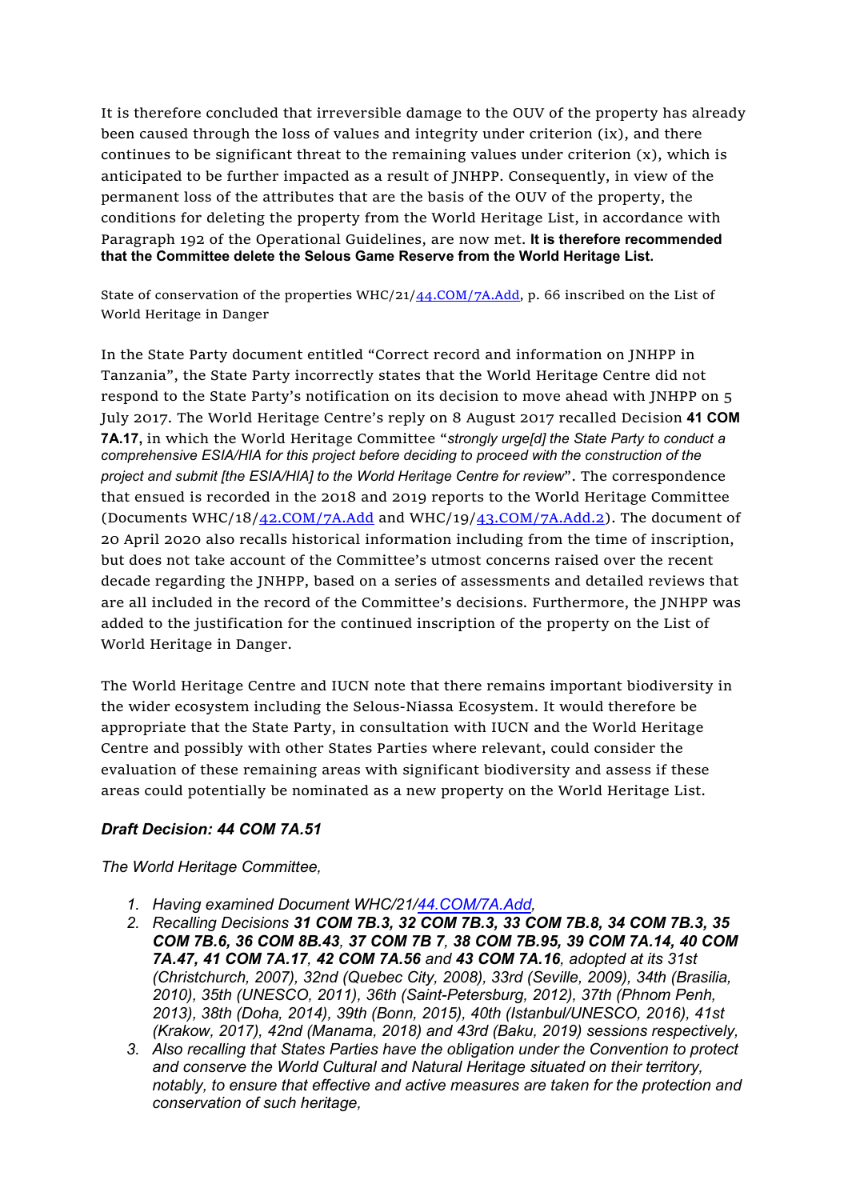It is therefore concluded that irreversible damage to the OUV of the property has already been caused through the loss of values and integrity under criterion (ix), and there continues to be significant threat to the remaining values under criterion (x), which is anticipated to be further impacted as a result of JNHPP. Consequently, in view of the permanent loss of the attributes that are the basis of the OUV of the property, the conditions for deleting the property from the World Heritage List, in accordance with Paragraph 192 of the Operational Guidelines, are now met. **It is therefore recommended that the Committee delete the Selous Game Reserve from the World Heritage List.**

State of conservation of the properties WHC/21/[44.COM/7A.Add](), p. 66 inscribed on the List of World Heritage in Danger

In the State Party document entitled "Correct record and information on JNHPP in Tanzania", the State Party incorrectly states that the World Heritage Centre did not respond to the State Party's notification on its decision to move ahead with JNHPP on 5 July 2017. The World Heritage Centre's reply on 8 August 2017 recalled Decision **41 COM 7A.17**, in which the World Heritage Committee "*strongly urge[d] the State Party to conduct a comprehensive ESIA/HIA for this project before deciding to proceed with the construction of the project and submit [the ESIA/HIA] to the World Heritage Centre for review*". The correspondence that ensued is recorded in the 2018 and 2019 reports to the World Heritage Committee (Documents WHC/18/[42.COM/7A.Add]() and WHC/19/[43.COM/7A.Add.2]()). The document of 20 April 2020 also recalls historical information including from the time of inscription, but does not take account of the Committee's utmost concerns raised over the recent decade regarding the JNHPP, based on a series of assessments and detailed reviews that are all included in the record of the Committee's decisions. Furthermore, the JNHPP was added to the justification for the continued inscription of the property on the List of World Heritage in Danger.

The World Heritage Centre and IUCN note that there remains important biodiversity in the wider ecosystem including the Selous-Niassa Ecosystem. It would therefore be appropriate that the State Party, in consultation with IUCN and the World Heritage Centre and possibly with other States Parties where relevant, could consider the evaluation of these remaining areas with significant biodiversity and assess if these areas could potentially be nominated as a new property on the World Heritage List.

### *Draft Decision: 44 COM 7A.51*

*The World Heritage Committee,*

1. *Having examined Document WHC/21/[44.COM/7A.Add](),*
2. *Recalling Decisions **31 COM 7B.3, 32 COM 7B.3, 33 COM 7B.8, 34 COM 7B.3, 35 COM 7B.6, 36 COM 8B.43**, **37 COM 7B 7**, **38 COM 7B.95, 39 COM 7A.14, 40 COM 7A.47, 41 COM 7A.17**, **42 COM 7A.56** and **43 COM 7A.16**, adopted at its 31st (Christchurch, 2007), 32nd (Quebec City, 2008), 33rd (Seville, 2009), 34th (Brasilia, 2010), 35th (UNESCO, 2011), 36th (Saint-Petersburg, 2012), 37th (Phnom Penh, 2013), 38th (Doha, 2014), 39th (Bonn, 2015), 40th (Istanbul/UNESCO, 2016), 41st (Krakow, 2017), 42nd (Manama, 2018) and 43rd (Baku, 2019) sessions respectively,*
3. *Also recalling that States Parties have the obligation under the Convention to protect and conserve the World Cultural and Natural Heritage situated on their territory, notably, to ensure that effective and active measures are taken for the protection and conservation of such heritage,*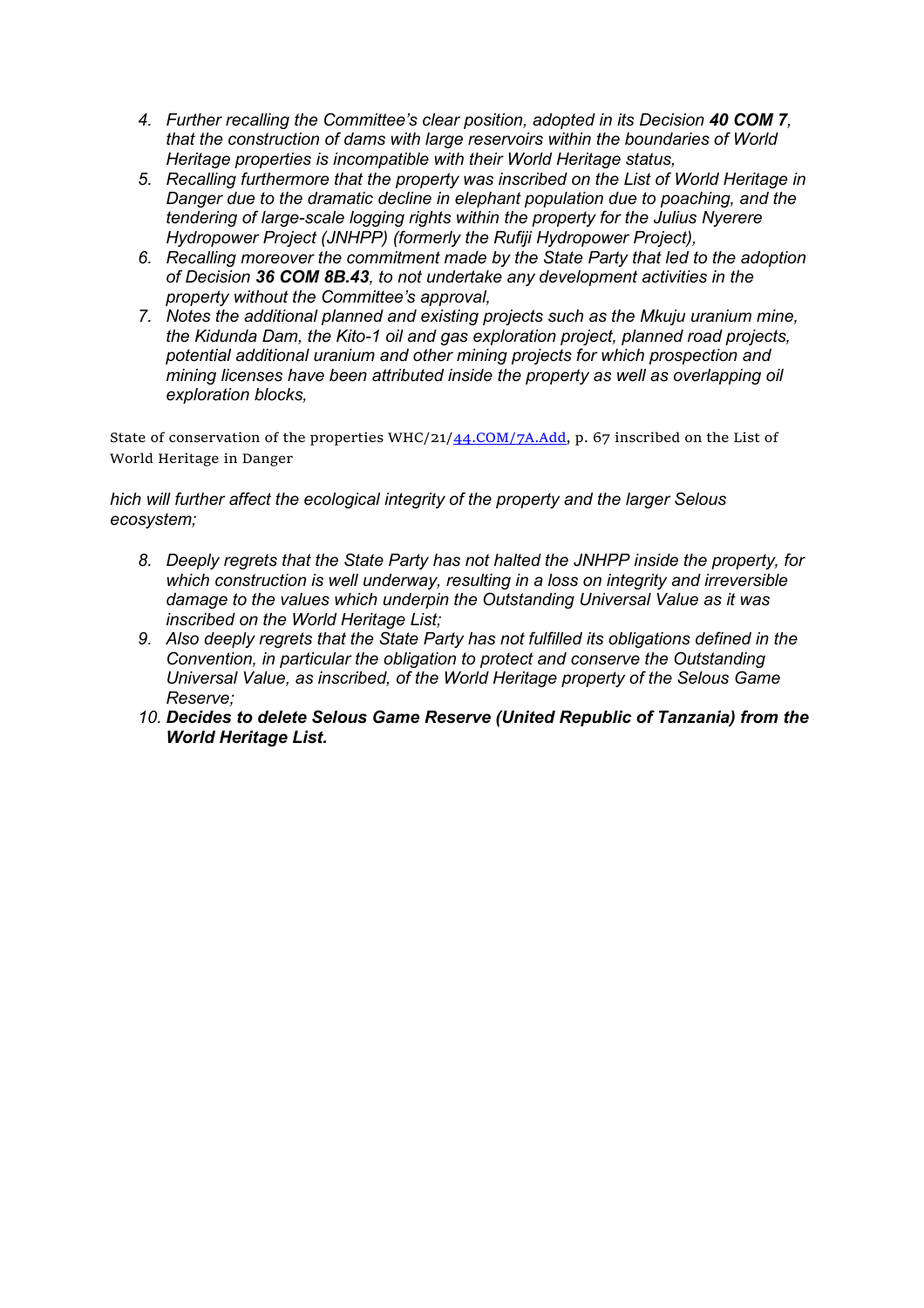4. *Further recalling the Committee's clear position, adopted in its Decision **40 COM 7**, that the construction of dams with large reservoirs within the boundaries of World Heritage properties is incompatible with their World Heritage status,*
5. *Recalling furthermore that the property was inscribed on the List of World Heritage in Danger due to the dramatic decline in elephant population due to poaching, and the tendering of large-scale logging rights within the property for the Julius Nyerere Hydropower Project (JNHPP) (formerly the Rufiji Hydropower Project),*
6. *Recalling moreover the commitment made by the State Party that led to the adoption of Decision **36 COM 8B.43**, to not undertake any development activities in the property without the Committee's approval,*
7. *Notes the additional planned and existing projects such as the Mkuju uranium mine, the Kidunda Dam, the Kito-1 oil and gas exploration project, planned road projects, potential additional uranium and other mining projects for which prospection and mining licenses have been attributed inside the property as well as overlapping oil exploration blocks,*

State of conservation of the properties WHC/21/44.COM/7A.Add, p. 67 inscribed on the List of World Heritage in Danger

*hich will further affect the ecological integrity of the property and the larger Selous ecosystem;*

8. *Deeply regrets that the State Party has not halted the JNHPP inside the property, for which construction is well underway, resulting in a loss on integrity and irreversible damage to the values which underpin the Outstanding Universal Value as it was inscribed on the World Heritage List;*
9. *Also deeply regrets that the State Party has not fulfilled its obligations defined in the Convention, in particular the obligation to protect and conserve the Outstanding Universal Value, as inscribed, of the World Heritage property of the Selous Game Reserve;*
10. ***Decides to delete Selous Game Reserve (United Republic of Tanzania) from the World Heritage List.***